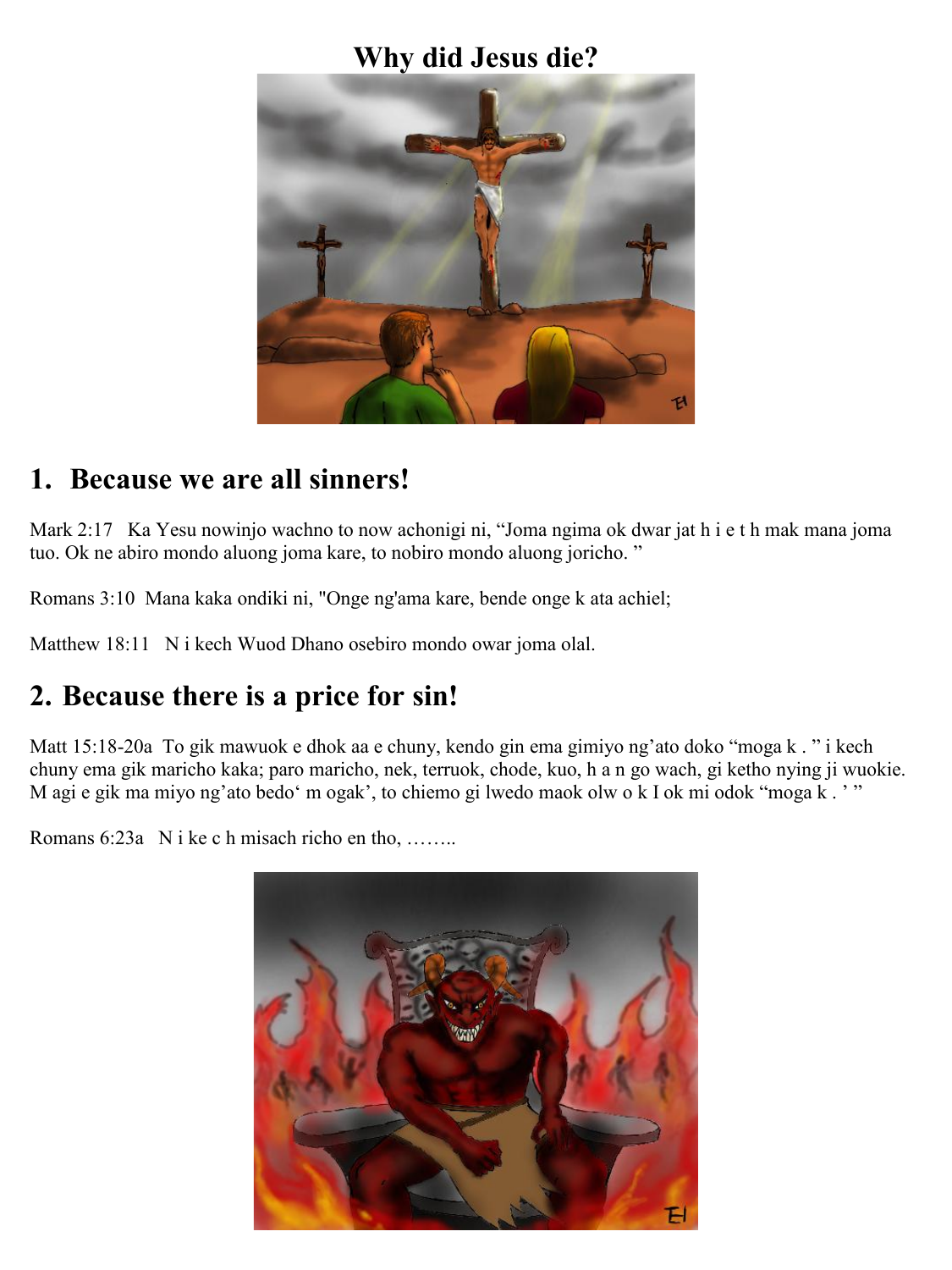# Why did Jesus die?

## 1. Because we are all sinners!

Mark 2:17   Ka Yesu nowinjo wachno to now achonigi ni, “Joma ngima ok dwar jat h i e t h mak mana joma tuo. Ok ne abiro mondo aluong joma kare, to nobiro mondo aluong joricho. ”

Romans 3:10  Mana kaka ondiki ni, "Onge ng'ama kare, bende onge k ata achiel;

Matthew 18:11   N i kech Wuod Dhano osebiro mondo owar joma olal.

## 2. Because there is a price for sin!

Matt 15:18-20a  To gik mawuok e dhok aa e chuny, kendo gin ema gimiyo ng’ato doko “moga k . ” i kech chuny ema gik maricho kaka; paro maricho, nek, terruok, chode, kuo, h a n go wach, gi ketho nying ji wuokie. M agi e gik ma miyo ng’ato bedo‘ m ogak’, to chiemo gi lwedo maok olw o k I ok mi odok “moga k . ’ ”

Romans 6:23a   N i ke c h misach richo en tho, ……..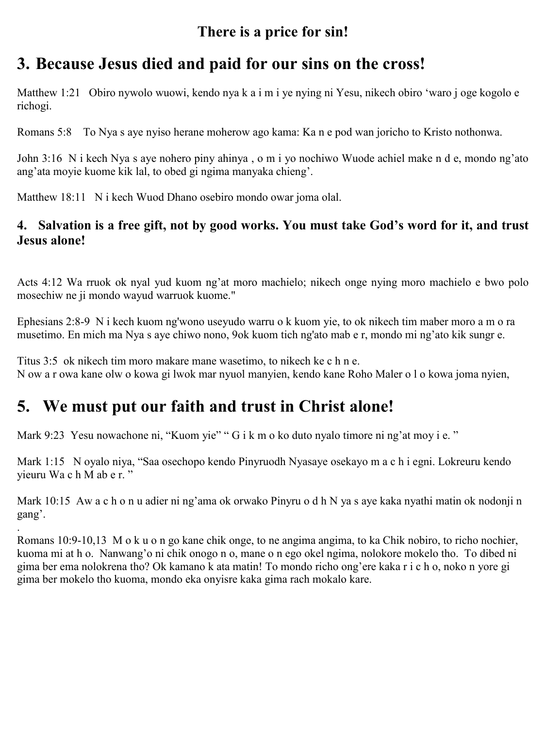**There is a price for sin!**

# 3. Because Jesus died and paid for our sins on the cross!

Matthew 1:21 Obiro nywolo wuowi, kendo nya k a i m i ye nying ni Yesu, nikech obiro 'waro j oge kogolo e richogi.

Romans 5:8 To Nya s aye nyiso herane moherow ago kama: Ka n e pod wan joricho to Kristo nothonwa.

John 3:16 N i kech Nya s aye nohero piny ahinya , o m i yo nochiwo Wuode achiel make n d e, mondo ng'ato ang'ata moyie kuome kik lal, to obed gi ngima manyaka chieng'.

Matthew 18:11 N i kech Wuod Dhano osebiro mondo owar joma olal.

## 4. Salvation is a free gift, not by good works. You must take God's word for it, and trust Jesus alone!

Acts 4:12 Wa rruok ok nyal yud kuom ng'at moro machielo; nikech onge nying moro machielo e bwo polo mosechiw ne ji mondo wayud warruok kuome."

Ephesians 2:8-9 N i kech kuom ng'wono useyudo warru o k kuom yie, to ok nikech tim maber moro a m o ra musetimo. En mich ma Nya s aye chiwo nono, 9ok kuom tich ng'ato mab e r, mondo mi ng'ato kik sungr e.

Titus 3:5 ok nikech tim moro makare mane wasetimo, to nikech ke c h n e.
N ow a r owa kane olw o kowa gi lwok mar nyuol manyien, kendo kane Roho Maler o l o kowa joma nyien,

# 5. We must put our faith and trust in Christ alone!

Mark 9:23 Yesu nowachone ni, "Kuom yie" " G i k m o ko duto nyalo timore ni ng'at moy i e. "

Mark 1:15 N oyalo niya, "Saa osechopo kendo Pinyruodh Nyasaye osekayo m a c h i egni. Lokreuru kendo yieuru Wa c h M ab e r. "

Mark 10:15 Aw a c h o n u adier ni ng'ama ok orwako Pinyru o d h N ya s aye kaka nyathi matin ok nodonji n gang'.

.

Romans 10:9-10,13 M o k u o n go kane chik onge, to ne angima angima, to ka Chik nobiro, to richo nochier, kuoma mi at h o. Nanwang'o ni chik onogo n o, mane o n ego okel ngima, nolokore mokelo tho. To dibed ni gima ber ema nolokrena tho? Ok kamano k ata matin! To mondo richo ong'ere kaka r i c h o, noko n yore gi gima ber mokelo tho kuoma, mondo eka onyisre kaka gima rach mokalo kare.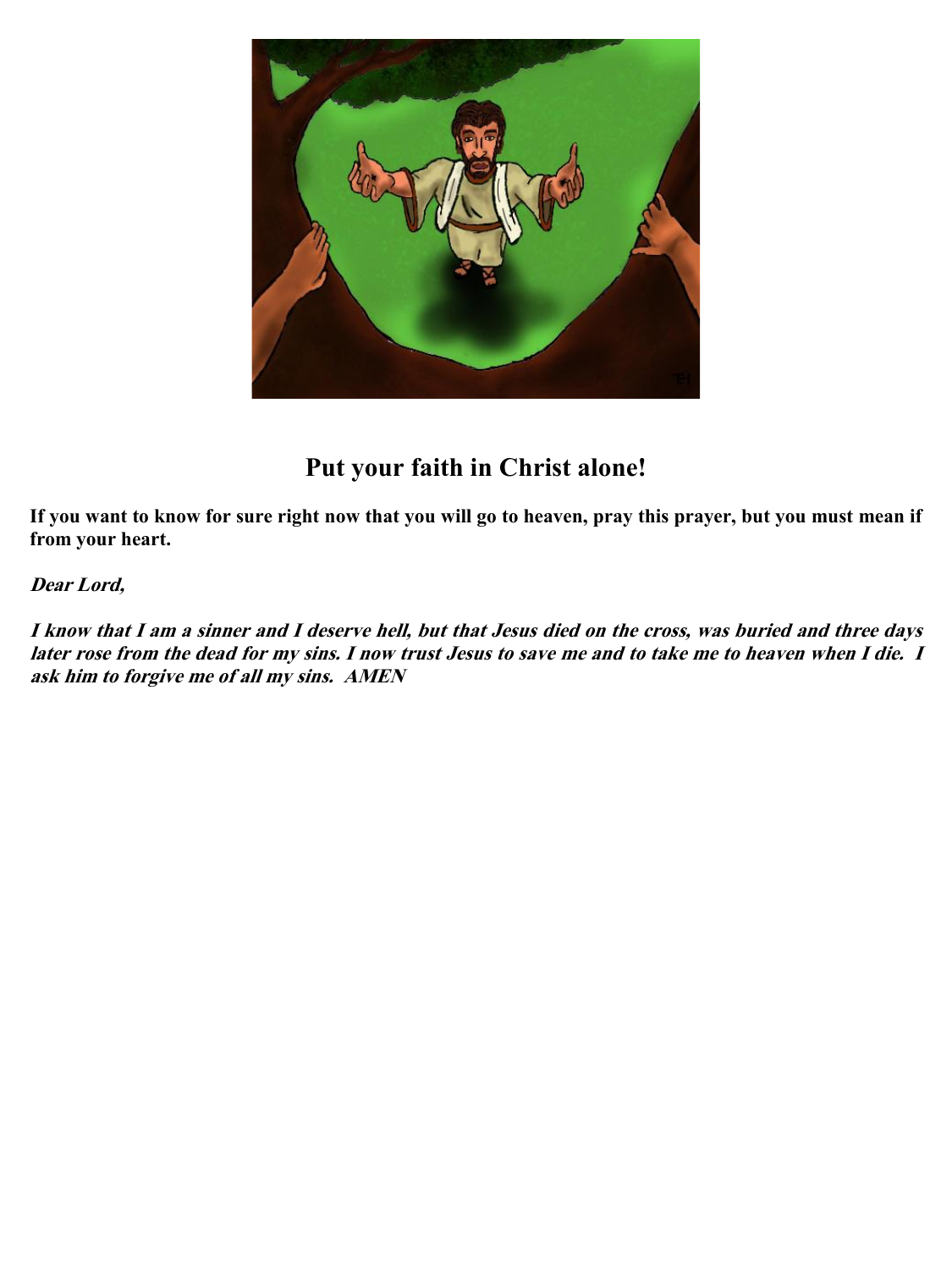## Put your faith in Christ alone!

**If you want to know for sure right now that you will go to heaven, pray this prayer, but you must mean if from your heart.**

***Dear Lord,***

***I know that I am a sinner and I deserve hell, but that Jesus died on the cross, was buried and three days later rose from the dead for my sins. I now trust Jesus to save me and to take me to heaven when I die. I ask him to forgive me of all my sins. AMEN***